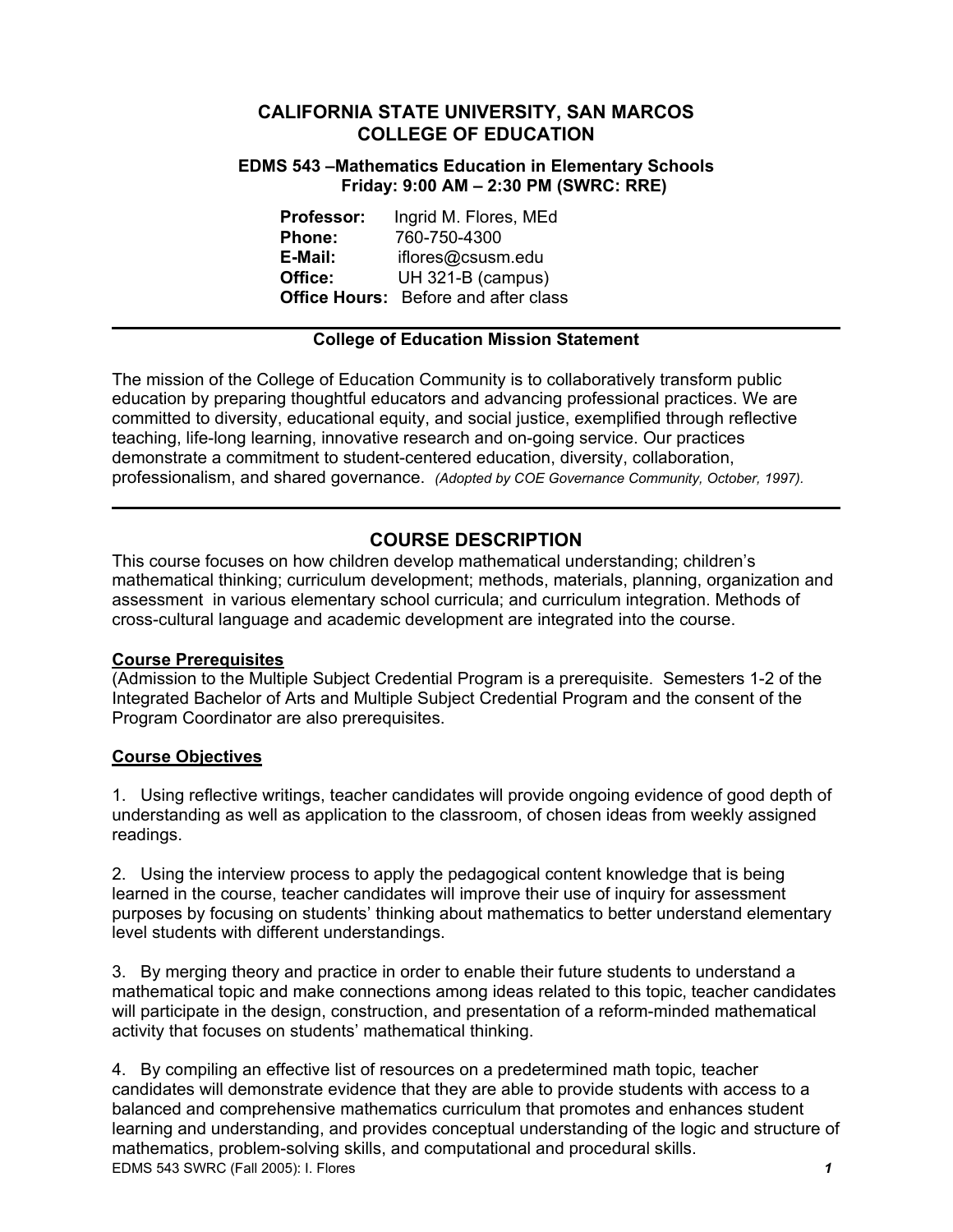# CALIFORNIA STATE UNIVERSITY, SAN MARCOS
# COLLEGE OF EDUCATION

### EDMS 543 –Mathematics Education in Elementary Schools
### Friday: 9:00 AM – 2:30 PM (SWRC: RRE)

**Professor:** Ingrid M. Flores, MEd
**Phone:** 760-750-4300
**E-Mail:** iflores@csusm.edu
**Office:** UH 321-B (campus)
**Office Hours:** Before and after class

---

**College of Education Mission Statement**

The mission of the College of Education Community is to collaboratively transform public education by preparing thoughtful educators and advancing professional practices. We are committed to diversity, educational equity, and social justice, exemplified through reflective teaching, life-long learning, innovative research and on-going service. Our practices demonstrate a commitment to student-centered education, diversity, collaboration, professionalism, and shared governance. *(Adopted by COE Governance Community, October, 1997).*

---

## COURSE DESCRIPTION

This course focuses on how children develop mathematical understanding; children's mathematical thinking; curriculum development; methods, materials, planning, organization and assessment in various elementary school curricula; and curriculum integration. Methods of cross-cultural language and academic development are integrated into the course.

**Course Prerequisites**

(Admission to the Multiple Subject Credential Program is a prerequisite. Semesters 1-2 of the Integrated Bachelor of Arts and Multiple Subject Credential Program and the consent of the Program Coordinator are also prerequisites.

**Course Objectives**

1. Using reflective writings, teacher candidates will provide ongoing evidence of good depth of understanding as well as application to the classroom, of chosen ideas from weekly assigned readings.

2. Using the interview process to apply the pedagogical content knowledge that is being learned in the course, teacher candidates will improve their use of inquiry for assessment purposes by focusing on students' thinking about mathematics to better understand elementary level students with different understandings.

3. By merging theory and practice in order to enable their future students to understand a mathematical topic and make connections among ideas related to this topic, teacher candidates will participate in the design, construction, and presentation of a reform-minded mathematical activity that focuses on students' mathematical thinking.

4. By compiling an effective list of resources on a predetermined math topic, teacher candidates will demonstrate evidence that they are able to provide students with access to a balanced and comprehensive mathematics curriculum that promotes and enhances student learning and understanding, and provides conceptual understanding of the logic and structure of mathematics, problem-solving skills, and computational and procedural skills.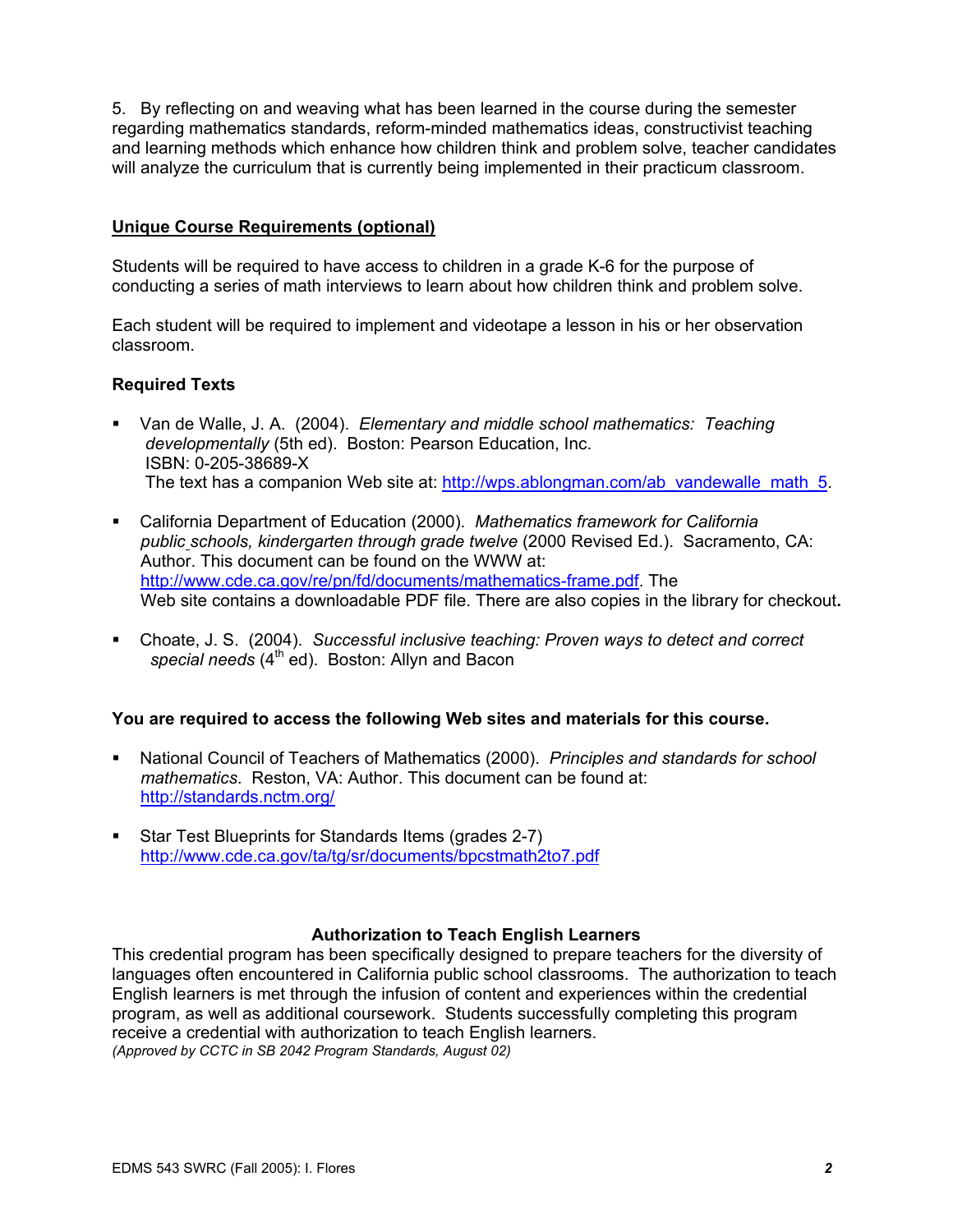5. By reflecting on and weaving what has been learned in the course during the semester regarding mathematics standards, reform-minded mathematics ideas, constructivist teaching and learning methods which enhance how children think and problem solve, teacher candidates will analyze the curriculum that is currently being implemented in their practicum classroom.

## Unique Course Requirements (optional)

Students will be required to have access to children in a grade K-6 for the purpose of conducting a series of math interviews to learn about how children think and problem solve.

Each student will be required to implement and videotape a lesson in his or her observation classroom.

### Required Texts

- Van de Walle, J. A. (2004). *Elementary and middle school mathematics: Teaching developmentally* (5th ed). Boston: Pearson Education, Inc.
  ISBN: 0-205-38689-X
  The text has a companion Web site at: http://wps.ablongman.com/ab_vandewalle_math_5.

- California Department of Education (2000). *Mathematics framework for California public schools, kindergarten through grade twelve* (2000 Revised Ed.). Sacramento, CA: Author. This document can be found on the WWW at: http://www.cde.ca.gov/re/pn/fd/documents/mathematics-frame.pdf. The Web site contains a downloadable PDF file. There are also copies in the library for checkout**.**

- Choate, J. S. (2004). *Successful inclusive teaching: Proven ways to detect and correct special needs* (4th ed). Boston: Allyn and Bacon

### You are required to access the following Web sites and materials for this course.

- National Council of Teachers of Mathematics (2000). *Principles and standards for school mathematics*. Reston, VA: Author. This document can be found at: http://standards.nctm.org/

- Star Test Blueprints for Standards Items (grades 2-7)
  http://www.cde.ca.gov/ta/tg/sr/documents/bpcstmath2to7.pdf

### Authorization to Teach English Learners

This credential program has been specifically designed to prepare teachers for the diversity of languages often encountered in California public school classrooms. The authorization to teach English learners is met through the infusion of content and experiences within the credential program, as well as additional coursework. Students successfully completing this program receive a credential with authorization to teach English learners.
*(Approved by CCTC in SB 2042 Program Standards, August 02)*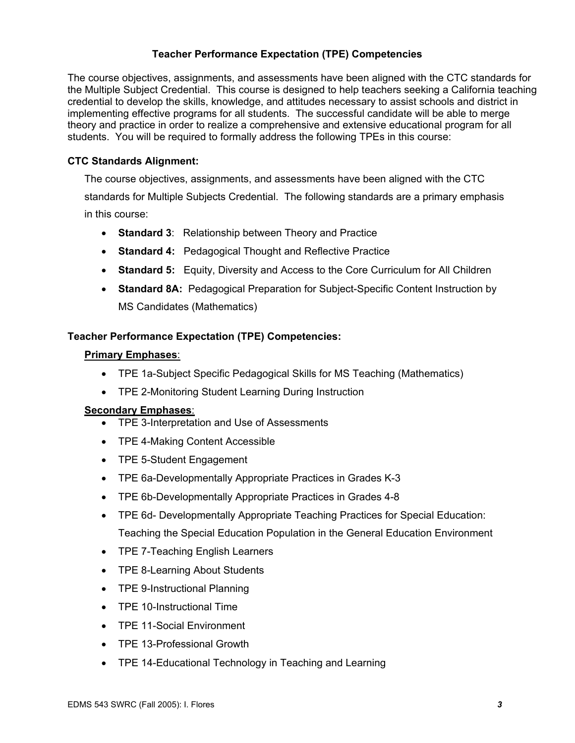## Teacher Performance Expectation (TPE) Competencies

The course objectives, assignments, and assessments have been aligned with the CTC standards for the Multiple Subject Credential. This course is designed to help teachers seeking a California teaching credential to develop the skills, knowledge, and attitudes necessary to assist schools and district in implementing effective programs for all students. The successful candidate will be able to merge theory and practice in order to realize a comprehensive and extensive educational program for all students. You will be required to formally address the following TPEs in this course:

### CTC Standards Alignment:

The course objectives, assignments, and assessments have been aligned with the CTC standards for Multiple Subjects Credential. The following standards are a primary emphasis in this course:

- **Standard 3**: Relationship between Theory and Practice
- **Standard 4:** Pedagogical Thought and Reflective Practice
- **Standard 5:** Equity, Diversity and Access to the Core Curriculum for All Children
- **Standard 8A:** Pedagogical Preparation for Subject-Specific Content Instruction by MS Candidates (Mathematics)

### Teacher Performance Expectation (TPE) Competencies:

**Primary Emphases**:

- TPE 1a-Subject Specific Pedagogical Skills for MS Teaching (Mathematics)
- TPE 2-Monitoring Student Learning During Instruction

**Secondary Emphases**:

- TPE 3-Interpretation and Use of Assessments
- TPE 4-Making Content Accessible
- TPE 5-Student Engagement
- TPE 6a-Developmentally Appropriate Practices in Grades K-3
- TPE 6b-Developmentally Appropriate Practices in Grades 4-8
- TPE 6d- Developmentally Appropriate Teaching Practices for Special Education: Teaching the Special Education Population in the General Education Environment
- TPE 7-Teaching English Learners
- TPE 8-Learning About Students
- TPE 9-Instructional Planning
- TPE 10-Instructional Time
- TPE 11-Social Environment
- TPE 13-Professional Growth
- TPE 14-Educational Technology in Teaching and Learning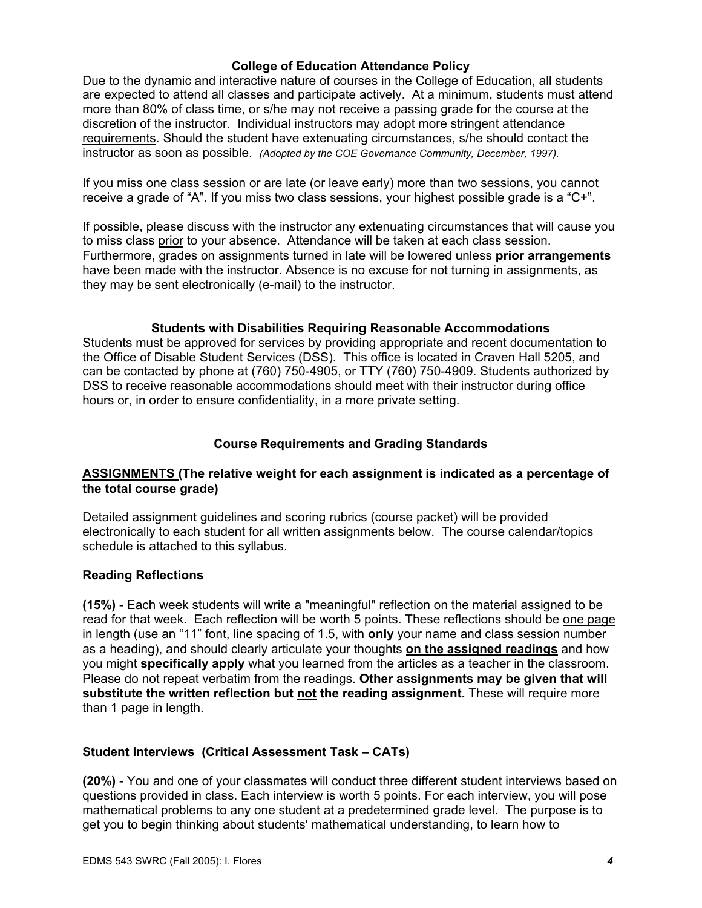### College of Education Attendance Policy

Due to the dynamic and interactive nature of courses in the College of Education, all students are expected to attend all classes and participate actively. At a minimum, students must attend more than 80% of class time, or s/he may not receive a passing grade for the course at the discretion of the instructor. <u>Individual instructors may adopt more stringent attendance requirements</u>. Should the student have extenuating circumstances, s/he should contact the instructor as soon as possible. *(Adopted by the COE Governance Community, December, 1997).*

If you miss one class session or are late (or leave early) more than two sessions, you cannot receive a grade of "A". If you miss two class sessions, your highest possible grade is a "C+".

If possible, please discuss with the instructor any extenuating circumstances that will cause you to miss class <u>prior</u> to your absence. Attendance will be taken at each class session. Furthermore, grades on assignments turned in late will be lowered unless **prior arrangements** have been made with the instructor. Absence is no excuse for not turning in assignments, as they may be sent electronically (e-mail) to the instructor.

### Students with Disabilities Requiring Reasonable Accommodations

Students must be approved for services by providing appropriate and recent documentation to the Office of Disable Student Services (DSS). This office is located in Craven Hall 5205, and can be contacted by phone at (760) 750-4905, or TTY (760) 750-4909. Students authorized by DSS to receive reasonable accommodations should meet with their instructor during office hours or, in order to ensure confidentiality, in a more private setting.

### Course Requirements and Grading Standards

**<u>ASSIGNMENTS</u> (The relative weight for each assignment is indicated as a percentage of the total course grade)**

Detailed assignment guidelines and scoring rubrics (course packet) will be provided electronically to each student for all written assignments below. The course calendar/topics schedule is attached to this syllabus.

**Reading Reflections**

**(15%)** - Each week students will write a "meaningful" reflection on the material assigned to be read for that week. Each reflection will be worth 5 points. These reflections should be <u>one page</u> in length (use an "11" font, line spacing of 1.5, with **only** your name and class session number as a heading), and should clearly articulate your thoughts **<u>on the assigned readings</u>** and how you might **specifically apply** what you learned from the articles as a teacher in the classroom. Please do not repeat verbatim from the readings. **Other assignments may be given that will substitute the written reflection but <u>not</u> the reading assignment.** These will require more than 1 page in length.

**Student Interviews (Critical Assessment Task – CATs)**

**(20%)** - You and one of your classmates will conduct three different student interviews based on questions provided in class. Each interview is worth 5 points. For each interview, you will pose mathematical problems to any one student at a predetermined grade level. The purpose is to get you to begin thinking about students' mathematical understanding, to learn how to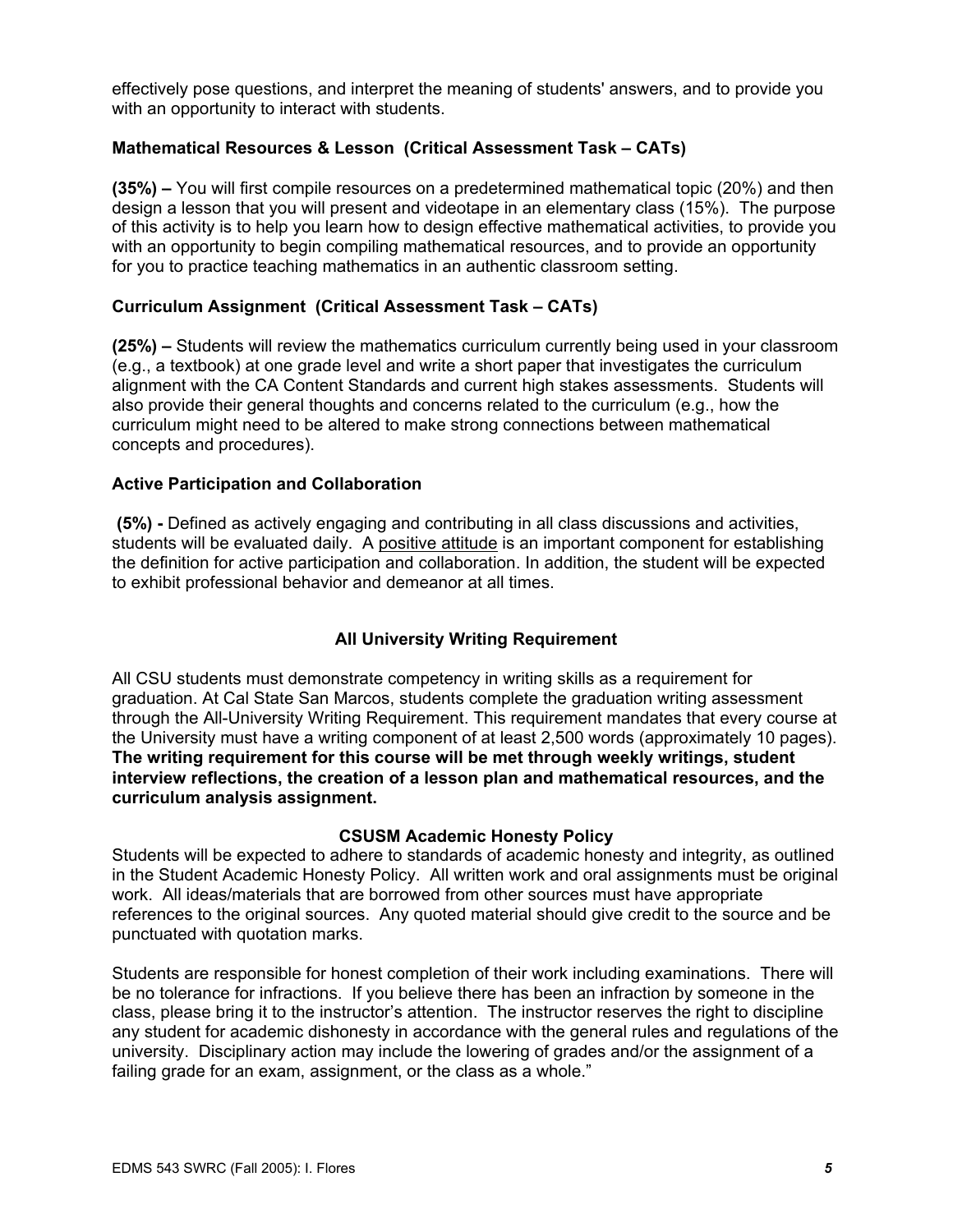effectively pose questions, and interpret the meaning of students' answers, and to provide you with an opportunity to interact with students.

### Mathematical Resources & Lesson (Critical Assessment Task – CATs)

**(35%) –** You will first compile resources on a predetermined mathematical topic (20%) and then design a lesson that you will present and videotape in an elementary class (15%). The purpose of this activity is to help you learn how to design effective mathematical activities, to provide you with an opportunity to begin compiling mathematical resources, and to provide an opportunity for you to practice teaching mathematics in an authentic classroom setting.

### Curriculum Assignment (Critical Assessment Task – CATs)

**(25%) –** Students will review the mathematics curriculum currently being used in your classroom (e.g., a textbook) at one grade level and write a short paper that investigates the curriculum alignment with the CA Content Standards and current high stakes assessments. Students will also provide their general thoughts and concerns related to the curriculum (e.g., how the curriculum might need to be altered to make strong connections between mathematical concepts and procedures).

### Active Participation and Collaboration

**(5%) -** Defined as actively engaging and contributing in all class discussions and activities, students will be evaluated daily. A positive attitude is an important component for establishing the definition for active participation and collaboration. In addition, the student will be expected to exhibit professional behavior and demeanor at all times.

## All University Writing Requirement

All CSU students must demonstrate competency in writing skills as a requirement for graduation. At Cal State San Marcos, students complete the graduation writing assessment through the All-University Writing Requirement. This requirement mandates that every course at the University must have a writing component of at least 2,500 words (approximately 10 pages). **The writing requirement for this course will be met through weekly writings, student interview reflections, the creation of a lesson plan and mathematical resources, and the curriculum analysis assignment.**

## CSUSM Academic Honesty Policy

Students will be expected to adhere to standards of academic honesty and integrity, as outlined in the Student Academic Honesty Policy. All written work and oral assignments must be original work. All ideas/materials that are borrowed from other sources must have appropriate references to the original sources. Any quoted material should give credit to the source and be punctuated with quotation marks.

Students are responsible for honest completion of their work including examinations. There will be no tolerance for infractions. If you believe there has been an infraction by someone in the class, please bring it to the instructor's attention. The instructor reserves the right to discipline any student for academic dishonesty in accordance with the general rules and regulations of the university. Disciplinary action may include the lowering of grades and/or the assignment of a failing grade for an exam, assignment, or the class as a whole."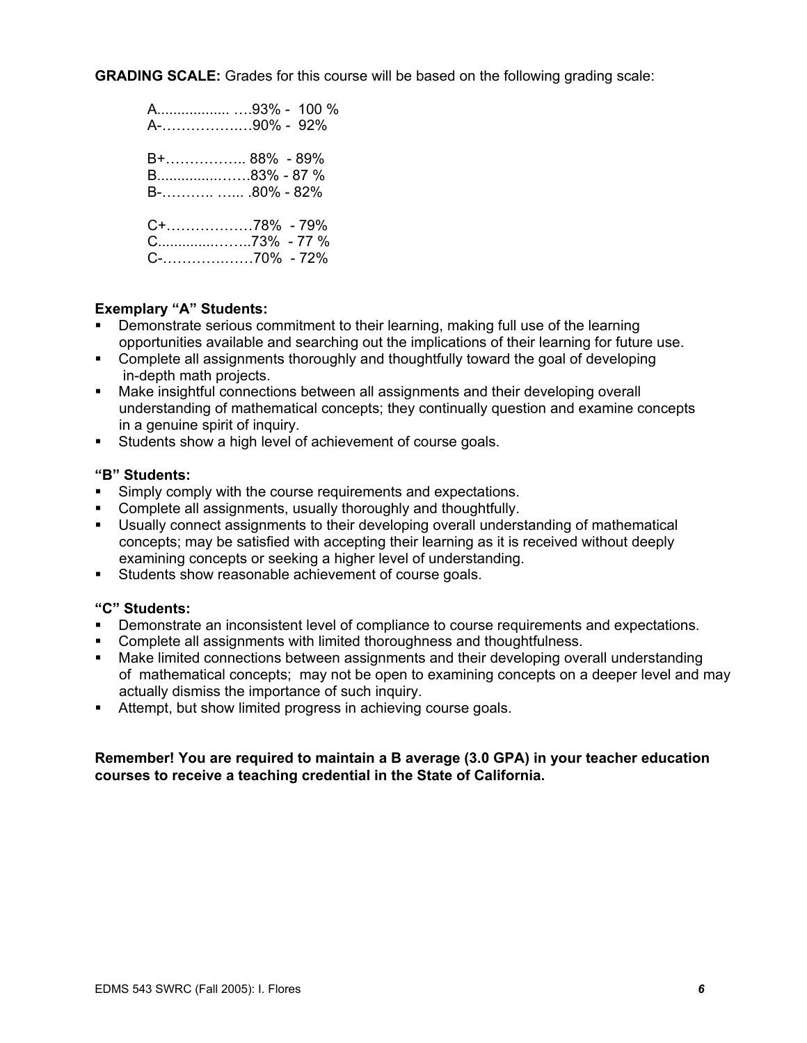**GRADING SCALE:** Grades for this course will be based on the following grading scale:

A.................. ….93% - 100 %
A-…………….…90% - 92%

B+…………….. 88% - 89%
B...............……83% - 87 %
B-……….. …... .80% - 82%

C+………………78% - 79%
C..............……..73% - 77 %
C-…………….…70% - 72%

**Exemplary "A" Students:**

- Demonstrate serious commitment to their learning, making full use of the learning opportunities available and searching out the implications of their learning for future use.
- Complete all assignments thoroughly and thoughtfully toward the goal of developing in-depth math projects.
- Make insightful connections between all assignments and their developing overall understanding of mathematical concepts; they continually question and examine concepts in a genuine spirit of inquiry.
- Students show a high level of achievement of course goals.

**"B" Students:**

- Simply comply with the course requirements and expectations.
- Complete all assignments, usually thoroughly and thoughtfully.
- Usually connect assignments to their developing overall understanding of mathematical concepts; may be satisfied with accepting their learning as it is received without deeply examining concepts or seeking a higher level of understanding.
- Students show reasonable achievement of course goals.

**"C" Students:**

- Demonstrate an inconsistent level of compliance to course requirements and expectations.
- Complete all assignments with limited thoroughness and thoughtfulness.
- Make limited connections between assignments and their developing overall understanding of mathematical concepts; may not be open to examining concepts on a deeper level and may actually dismiss the importance of such inquiry.
- Attempt, but show limited progress in achieving course goals.

**Remember! You are required to maintain a B average (3.0 GPA) in your teacher education courses to receive a teaching credential in the State of California.**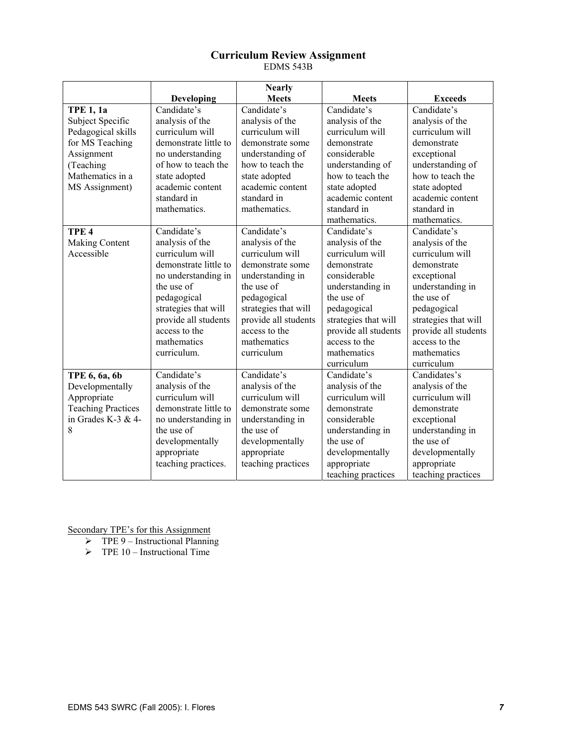## Curriculum Review Assignment

EDMS 543B

| | Developing | Nearly Meets | Meets | Exceeds |
|---|---|---|---|---|
| **TPE 1, 1a** Subject Specific Pedagogical skills for MS Teaching Assignment (Teaching Mathematics in a MS Assignment) | Candidate's analysis of the curriculum will demonstrate little to no understanding of how to teach the state adopted academic content standard in mathematics. | Candidate's analysis of the curriculum will demonstrate some understanding of how to teach the state adopted academic content standard in mathematics. | Candidate's analysis of the curriculum will demonstrate considerable understanding of how to teach the state adopted academic content standard in mathematics. | Candidate's analysis of the curriculum will demonstrate exceptional understanding of how to teach the state adopted academic content standard in mathematics. |
| **TPE 4** Making Content Accessible | Candidate's analysis of the curriculum will demonstrate little to no understanding in the use of pedagogical strategies that will provide all students access to the mathematics curriculum. | Candidate's analysis of the curriculum will demonstrate some understanding in the use of pedagogical strategies that will provide all students access to the mathematics curriculum | Candidate's analysis of the curriculum will demonstrate considerable understanding in the use of pedagogical strategies that will provide all students access to the mathematics curriculum | Candidate's analysis of the curriculum will demonstrate exceptional understanding in the use of pedagogical strategies that will provide all students access to the mathematics curriculum |
| **TPE 6, 6a, 6b** Developmentally Appropriate Teaching Practices in Grades K-3 & 4-8 | Candidate's analysis of the curriculum will demonstrate little to no understanding in the use of developmentally appropriate teaching practices. | Candidate's analysis of the curriculum will demonstrate some understanding in the use of developmentally appropriate teaching practices | Candidate's analysis of the curriculum will demonstrate considerable understanding in the use of developmentally appropriate teaching practices | Candidates's analysis of the curriculum will demonstrate exceptional understanding in the use of developmentally appropriate teaching practices |

Secondary TPE's for this Assignment

- TPE 9 – Instructional Planning
- TPE 10 – Instructional Time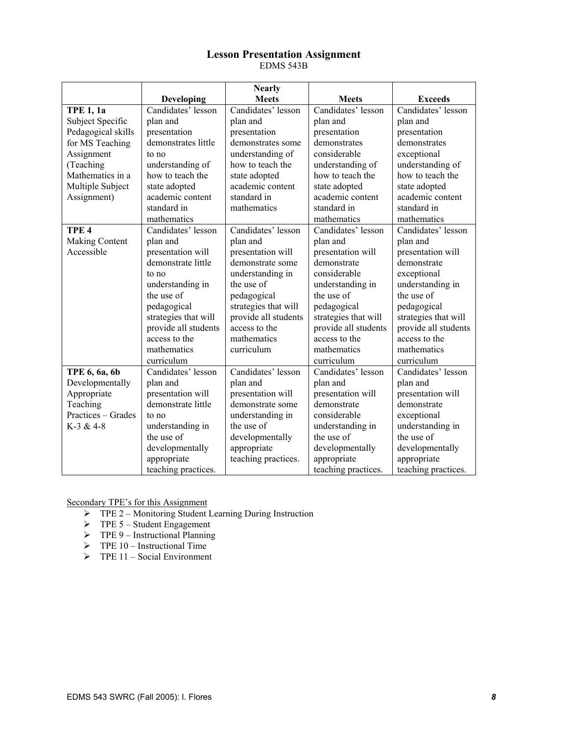# Lesson Presentation Assignment

EDMS 543B

| | Developing | Nearly Meets | Meets | Exceeds |
|---|---|---|---|---|
| **TPE 1, 1a** Subject Specific Pedagogical skills for MS Teaching Assignment (Teaching Mathematics in a Multiple Subject Assignment) | Candidates' lesson plan and presentation demonstrates little to no understanding of how to teach the state adopted academic content standard in mathematics | Candidates' lesson plan and presentation demonstrates some understanding of how to teach the state adopted academic content standard in mathematics | Candidates' lesson plan and presentation demonstrates considerable understanding of how to teach the state adopted academic content standard in mathematics | Candidates' lesson plan and presentation demonstrates exceptional understanding of how to teach the state adopted academic content standard in mathematics |
| **TPE 4** Making Content Accessible | Candidates' lesson plan and presentation will demonstrate little to no understanding in the use of pedagogical strategies that will provide all students access to the mathematics curriculum | Candidates' lesson plan and presentation will demonstrate some understanding in the use of pedagogical strategies that will provide all students access to the mathematics curriculum | Candidates' lesson plan and presentation will demonstrate considerable understanding in the use of pedagogical strategies that will provide all students access to the mathematics curriculum | Candidates' lesson plan and presentation will demonstrate exceptional understanding in the use of pedagogical strategies that will provide all students access to the mathematics curriculum |
| **TPE 6, 6a, 6b** Developmentally Appropriate Teaching Practices – Grades K-3 & 4-8 | Candidates' lesson plan and presentation will demonstrate little to no understanding in the use of developmentally appropriate teaching practices. | Candidates' lesson plan and presentation will demonstrate some understanding in the use of developmentally appropriate teaching practices. | Candidates' lesson plan and presentation will demonstrate considerable understanding in the use of developmentally appropriate teaching practices. | Candidates' lesson plan and presentation will demonstrate exceptional understanding in the use of developmentally appropriate teaching practices. |

Secondary TPE's for this Assignment

- TPE 2 – Monitoring Student Learning During Instruction
- TPE 5 – Student Engagement
- TPE 9 – Instructional Planning
- TPE 10 – Instructional Time
- TPE 11 – Social Environment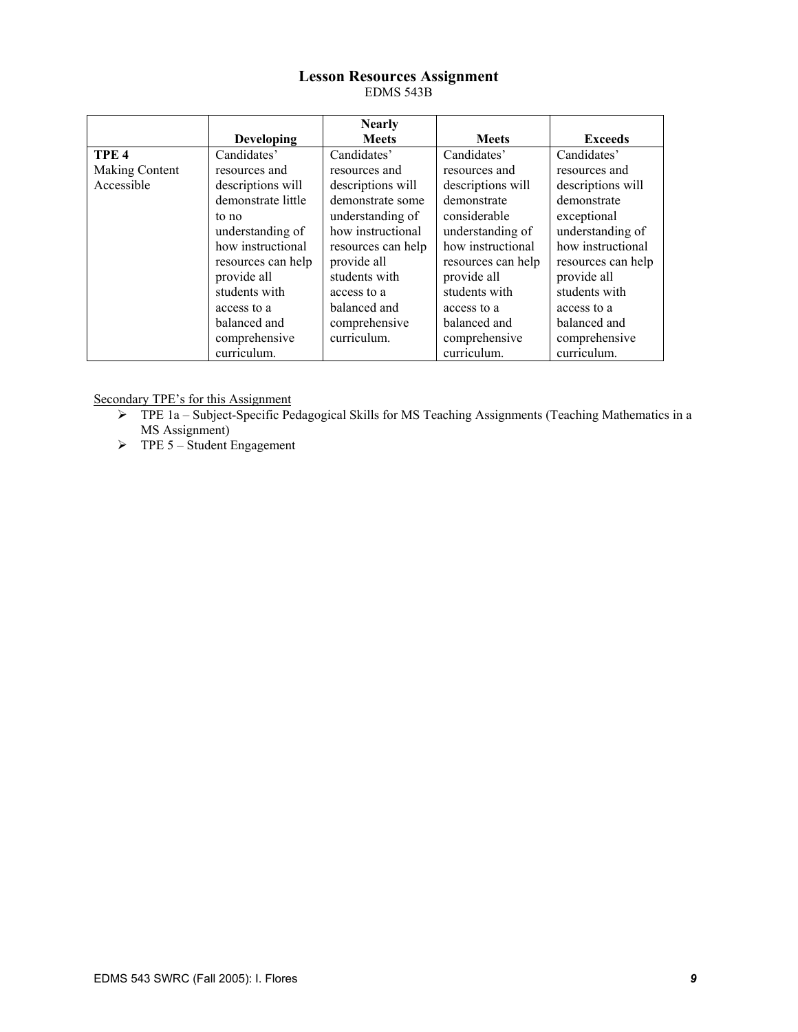# Lesson Resources Assignment

EDMS 543B

| | Developing | Nearly Meets | Meets | Exceeds |
|---|---|---|---|---|
| **TPE 4** Making Content Accessible | Candidates' resources and descriptions will demonstrate little to no understanding of how instructional resources can help provide all students with access to a balanced and comprehensive curriculum. | Candidates' resources and descriptions will demonstrate some understanding of how instructional resources can help provide all students with access to a balanced and comprehensive curriculum. | Candidates' resources and descriptions will demonstrate considerable understanding of how instructional resources can help provide all students with access to a balanced and comprehensive curriculum. | Candidates' resources and descriptions will demonstrate exceptional understanding of how instructional resources can help provide all students with access to a balanced and comprehensive curriculum. |

Secondary TPE's for this Assignment

- TPE 1a – Subject-Specific Pedagogical Skills for MS Teaching Assignments (Teaching Mathematics in a MS Assignment)
- TPE 5 – Student Engagement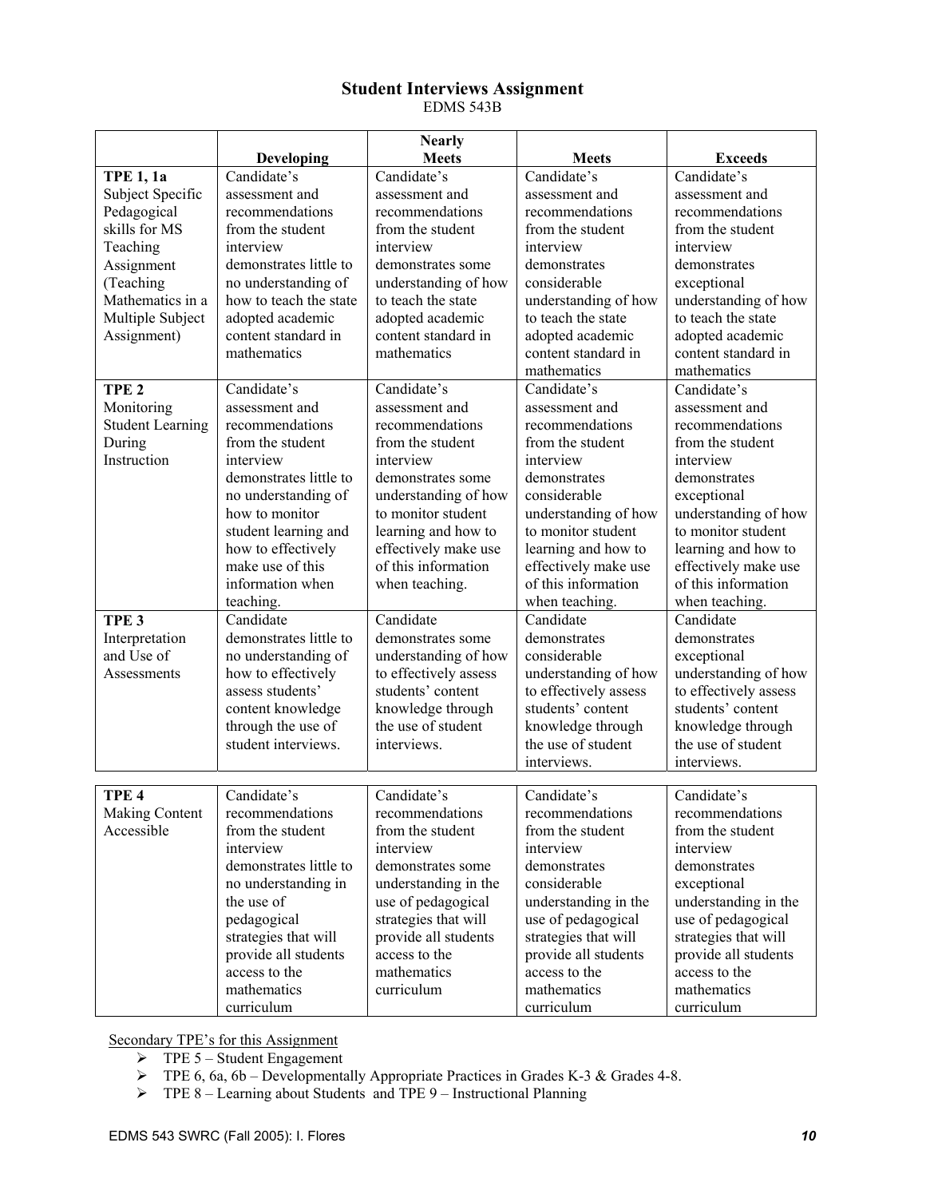## Student Interviews Assignment

EDMS 543B

| | Developing | Nearly Meets | Meets | Exceeds |
|---|---|---|---|---|
| **TPE 1, 1a** Subject Specific Pedagogical skills for MS Teaching Assignment (Teaching Mathematics in a Multiple Subject Assignment) | Candidate's assessment and recommendations from the student interview demonstrates little to no understanding of how to teach the state adopted academic content standard in mathematics | Candidate's assessment and recommendations from the student interview demonstrates some understanding of how to teach the state adopted academic content standard in mathematics | Candidate's assessment and recommendations from the student interview demonstrates considerable understanding of how to teach the state adopted academic content standard in mathematics | Candidate's assessment and recommendations from the student interview demonstrates exceptional understanding of how to teach the state adopted academic content standard in mathematics |
| **TPE 2** Monitoring Student Learning During Instruction | Candidate's assessment and recommendations from the student interview demonstrates little to no understanding of how to monitor student learning and how to effectively make use of this information when teaching. | Candidate's assessment and recommendations from the student interview demonstrates some understanding of how to monitor student learning and how to effectively make use of this information when teaching. | Candidate's assessment and recommendations from the student interview demonstrates considerable understanding of how to monitor student learning and how to effectively make use of this information when teaching. | Candidate's assessment and recommendations from the student interview demonstrates exceptional understanding of how to monitor student learning and how to effectively make use of this information when teaching. |
| **TPE 3** Interpretation and Use of Assessments | Candidate demonstrates little to no understanding of how to effectively assess students' content knowledge through the use of student interviews. | Candidate demonstrates some understanding of how to effectively assess students' content knowledge through the use of student interviews. | Candidate demonstrates considerable understanding of how to effectively assess students' content knowledge through the use of student interviews. | Candidate demonstrates exceptional understanding of how to effectively assess students' content knowledge through the use of student interviews. |
| **TPE 4** Making Content Accessible | Candidate's recommendations from the student interview demonstrates little to no understanding in the use of pedagogical strategies that will provide all students access to the mathematics curriculum | Candidate's recommendations from the student interview demonstrates some understanding in the use of pedagogical strategies that will provide all students access to the mathematics curriculum | Candidate's recommendations from the student interview demonstrates considerable understanding in the use of pedagogical strategies that will provide all students access to the mathematics curriculum | Candidate's recommendations from the student interview demonstrates exceptional understanding in the use of pedagogical strategies that will provide all students access to the mathematics curriculum |

<u>Secondary TPE's for this Assignment</u>

- TPE 5 – Student Engagement
- TPE 6, 6a, 6b – Developmentally Appropriate Practices in Grades K-3 & Grades 4-8.
- TPE 8 – Learning about Students and TPE 9 – Instructional Planning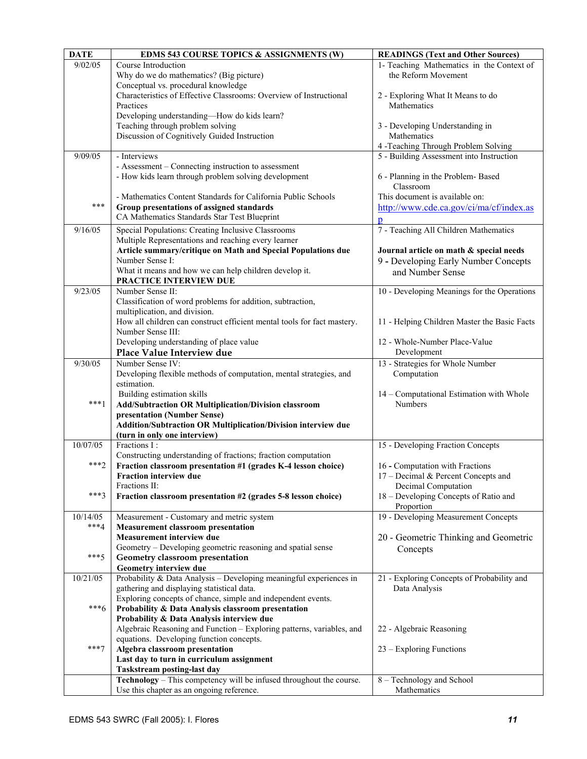| DATE | EDMS 543 COURSE TOPICS & ASSIGNMENTS (W) | READINGS (Text and Other Sources) |
|---|---|---|
| 9/02/05 | Course Introduction<br>Why do we do mathematics? (Big picture)<br>Conceptual vs. procedural knowledge<br>Characteristics of Effective Classrooms: Overview of Instructional Practices<br>Developing understanding—How do kids learn?<br>Teaching through problem solving<br>Discussion of Cognitively Guided Instruction | 1- Teaching Mathematics in the Context of the Reform Movement<br><br>2 - Exploring What It Means to do Mathematics<br><br>3 - Developing Understanding in Mathematics<br>4 -Teaching Through Problem Solving |
| 9/09/05<br><br><br><br>*** | - Interviews<br>- Assessment – Connecting instruction to assessment<br>- How kids learn through problem solving development<br><br>- Mathematics Content Standards for California Public Schools<br>**Group presentations of assigned standards**<br>CA Mathematics Standards Star Test Blueprint | 5 - Building Assessment into Instruction<br><br>6 - Planning in the Problem- Based Classroom<br>This document is available on:<br>http://www.cde.ca.gov/ci/ma/cf/index.asp |
| 9/16/05 | Special Populations: Creating Inclusive Classrooms<br>Multiple Representations and reaching every learner<br>**Article summary/critique on Math and Special Populations due**<br>Number Sense I:<br>What it means and how we can help children develop it.<br>**PRACTICE INTERVIEW DUE** | 7 - Teaching All Children Mathematics<br><br>**Journal article on math & special needs**<br>9 **-** Developing Early Number Concepts and Number Sense |
| 9/23/05 | Number Sense II:<br>Classification of word problems for addition, subtraction, multiplication, and division.<br>How all children can construct efficient mental tools for fact mastery.<br>Number Sense III:<br>Developing understanding of place value<br>**Place Value Interview due** | 10 - Developing Meanings for the Operations<br><br><br>11 - Helping Children Master the Basic Facts<br><br>12 - Whole-Number Place-Value Development |
| 9/30/05<br><br><br><br>***1 | Number Sense IV:<br>Developing flexible methods of computation, mental strategies, and estimation.<br>Building estimation skills<br>**Add/Subtraction OR Multiplication/Division classroom presentation (Number Sense)**<br>**Addition/Subtraction OR Multiplication/Division interview due (turn in only one interview)** | 13 - Strategies for Whole Number Computation<br><br>14 – Computational Estimation with Whole Numbers |
| 10/07/05<br><br>***2<br><br><br>***3 | Fractions I :<br>Constructing understanding of fractions; fraction computation<br>**Fraction classroom presentation #1 (grades K-4 lesson choice)**<br>**Fraction interview due**<br>Fractions II:<br>**Fraction classroom presentation #2 (grades 5-8 lesson choice)** | 15 - Developing Fraction Concepts<br><br>16 **-** Computation with Fractions<br>17 – Decimal & Percent Concepts and Decimal Computation<br>18 – Developing Concepts of Ratio and Proportion |
| 10/14/05<br>***4<br><br><br>***5 | Measurement - Customary and metric system<br>**Measurement classroom presentation**<br>**Measurement interview due**<br>Geometry – Developing geometric reasoning and spatial sense<br>**Geometry classroom presentation**<br>**Geometry interview due** | 19 - Developing Measurement Concepts<br><br>20 - Geometric Thinking and Geometric Concepts |
| 10/21/05<br><br><br>***6<br><br><br><br>***7 | Probability & Data Analysis – Developing meaningful experiences in gathering and displaying statistical data.<br>Exploring concepts of chance, simple and independent events.<br>**Probability & Data Analysis classroom presentation**<br>**Probability & Data Analysis interview due**<br>Algebraic Reasoning and Function – Exploring patterns, variables, and equations. Developing function concepts.<br>**Algebra classroom presentation**<br>**Last day to turn in curriculum assignment**<br>**Taskstream posting-last day** | 21 - Exploring Concepts of Probability and Data Analysis<br><br><br><br>22 - Algebraic Reasoning<br><br>23 – Exploring Functions |
| | **Technology** – This competency will be infused throughout the course. Use this chapter as an ongoing reference. | 8 – Technology and School Mathematics |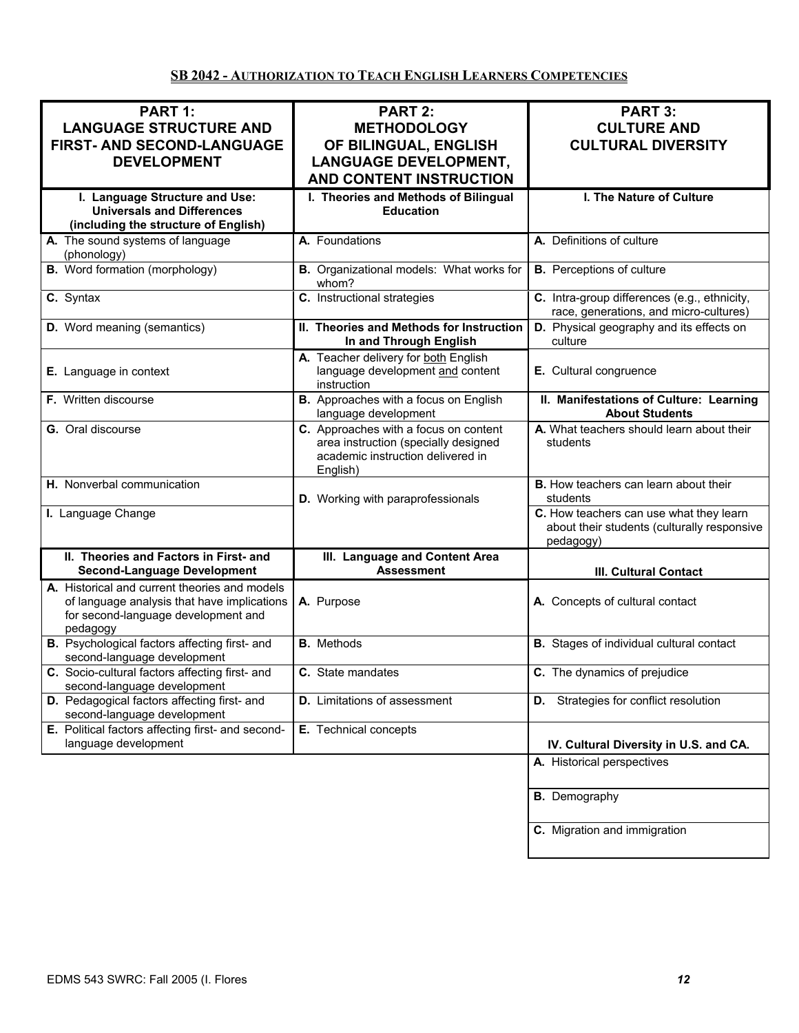## SB 2042 - AUTHORIZATION TO TEACH ENGLISH LEARNERS COMPETENCIES

| PART 1: LANGUAGE STRUCTURE AND FIRST- AND SECOND-LANGUAGE DEVELOPMENT | PART 2: METHODOLOGY OF BILINGUAL, ENGLISH LANGUAGE DEVELOPMENT, AND CONTENT INSTRUCTION | PART 3: CULTURE AND CULTURAL DIVERSITY |
|---|---|---|
| **I. Language Structure and Use: Universals and Differences (including the structure of English)** | **I. Theories and Methods of Bilingual Education** | **I. The Nature of Culture** |
| **A.** The sound systems of language (phonology) | **A.** Foundations | **A.** Definitions of culture |
| **B.** Word formation (morphology) | **B.** Organizational models: What works for whom? | **B.** Perceptions of culture |
| **C.** Syntax | **C.** Instructional strategies | **C.** Intra-group differences (e.g., ethnicity, race, generations, and micro-cultures) |
| **D.** Word meaning (semantics) | **II. Theories and Methods for Instruction In and Through English** | **D.** Physical geography and its effects on culture |
| **E.** Language in context | **A.** Teacher delivery for both English language development and content instruction | **E.** Cultural congruence |
| **F.** Written discourse | **B.** Approaches with a focus on English language development | **II. Manifestations of Culture: Learning About Students** |
| **G.** Oral discourse | **C.** Approaches with a focus on content area instruction (specially designed academic instruction delivered in English) | **A.** What teachers should learn about their students |
| **H.** Nonverbal communication | **D.** Working with paraprofessionals | **B.** How teachers can learn about their students |
| **I.** Language Change | | **C.** How teachers can use what they learn about their students (culturally responsive pedagogy) |
| **II. Theories and Factors in First- and Second-Language Development** | **III. Language and Content Area Assessment** | **III. Cultural Contact** |
| **A.** Historical and current theories and models of language analysis that have implications for second-language development and pedagogy | **A.** Purpose | **A.** Concepts of cultural contact |
| **B.** Psychological factors affecting first- and second-language development | **B.** Methods | **B.** Stages of individual cultural contact |
| **C.** Socio-cultural factors affecting first- and second-language development | **C.** State mandates | **C.** The dynamics of prejudice |
| **D.** Pedagogical factors affecting first- and second-language development | **D.** Limitations of assessment | **D.** Strategies for conflict resolution |
| **E.** Political factors affecting first- and second-language development | **E.** Technical concepts | **IV. Cultural Diversity in U.S. and CA.** |
| | | **A.** Historical perspectives |
| | | **B.** Demography |
| | | **C.** Migration and immigration |